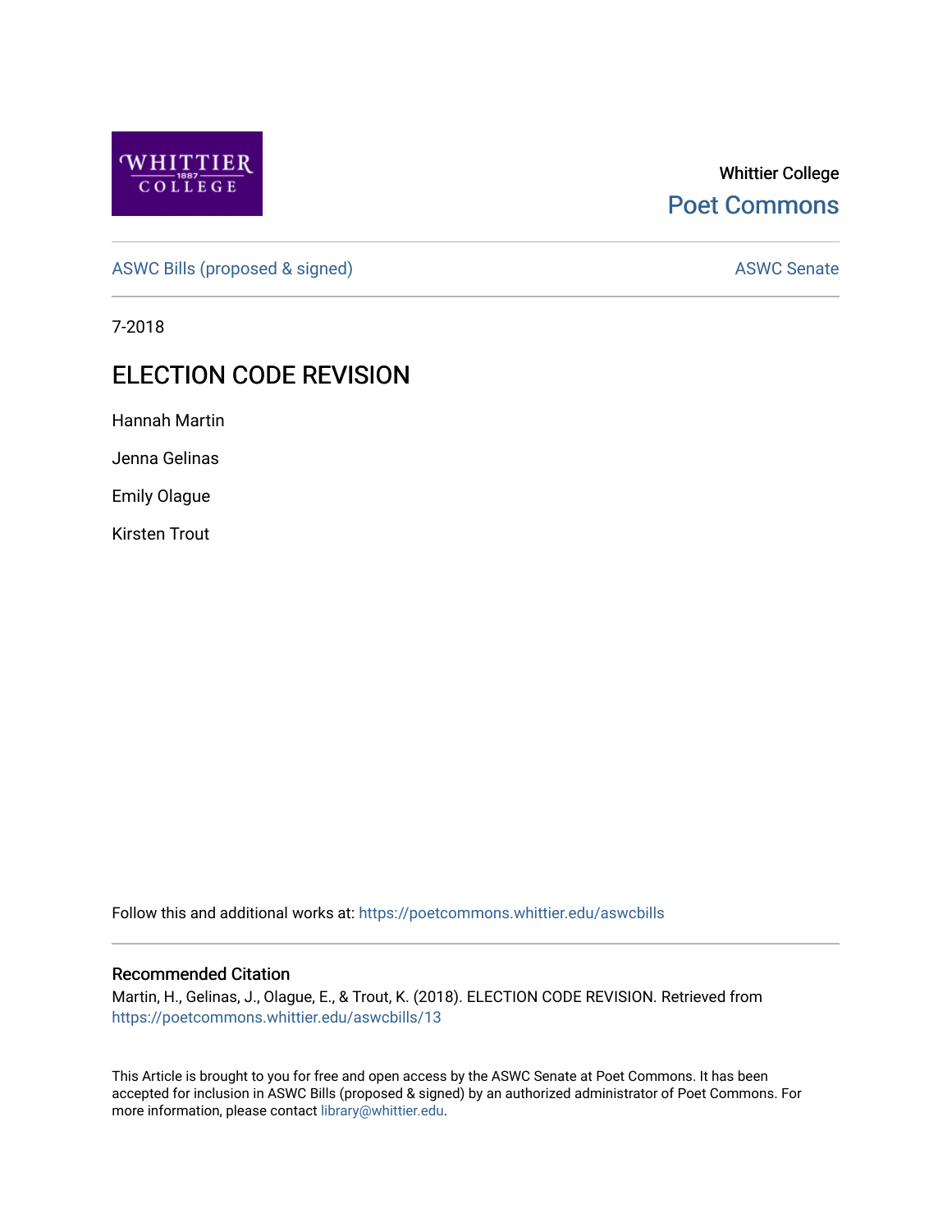Whittier College

Poet Commons

ASWC Bills (proposed & signed) | ASWC Senate

7-2018

# ELECTION CODE REVISION

Hannah Martin

Jenna Gelinas

Emily Olague

Kirsten Trout

Follow this and additional works at: https://poetcommons.whittier.edu/aswcbills

## Recommended Citation

Martin, H., Gelinas, J., Olague, E., & Trout, K. (2018). ELECTION CODE REVISION. Retrieved from https://poetcommons.whittier.edu/aswcbills/13

This Article is brought to you for free and open access by the ASWC Senate at Poet Commons. It has been accepted for inclusion in ASWC Bills (proposed & signed) by an authorized administrator of Poet Commons. For more information, please contact library@whittier.edu.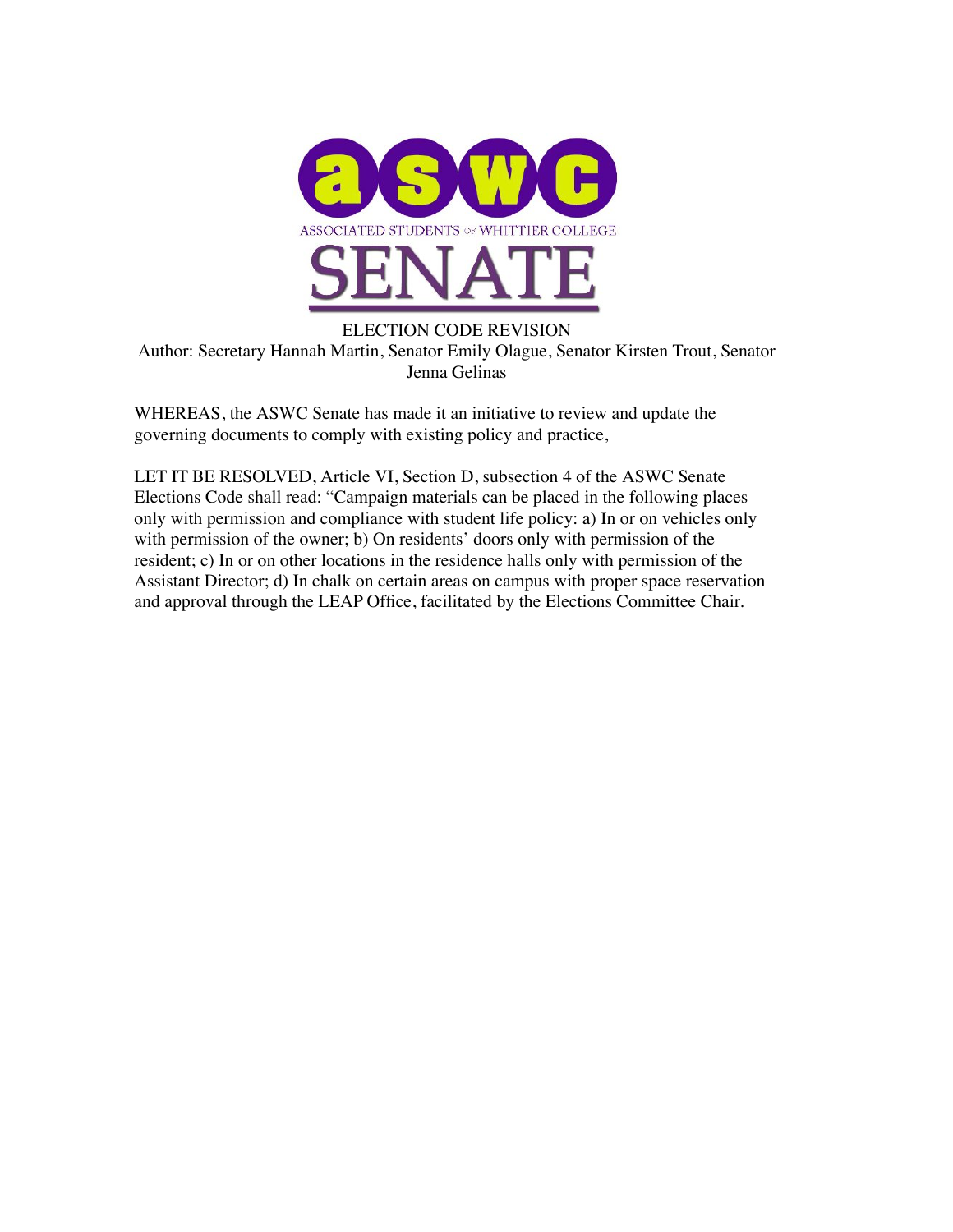ASSOCIATED STUDENTS OF WHITTIER COLLEGE

# SENATE

ELECTION CODE REVISION

Author: Secretary Hannah Martin, Senator Emily Olague, Senator Kirsten Trout, Senator Jenna Gelinas

WHEREAS, the ASWC Senate has made it an initiative to review and update the governing documents to comply with existing policy and practice,

LET IT BE RESOLVED, Article VI, Section D, subsection 4 of the ASWC Senate Elections Code shall read: "Campaign materials can be placed in the following places only with permission and compliance with student life policy: a) In or on vehicles only with permission of the owner; b) On residents' doors only with permission of the resident; c) In or on other locations in the residence halls only with permission of the Assistant Director; d) In chalk on certain areas on campus with proper space reservation and approval through the LEAP Office, facilitated by the Elections Committee Chair.